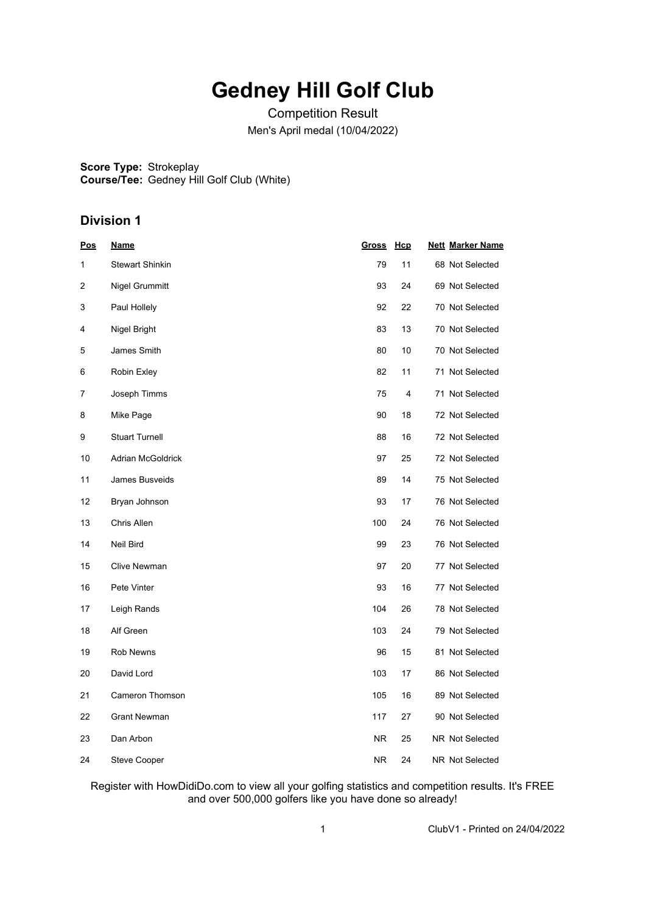# Gedney Hill Golf Club

Competition Result

Men's April medal (10/04/2022)

**Score Type:** Strokeplay
**Course/Tee:** Gedney Hill Golf Club (White)

## Division 1

| Pos | Name | Gross | Hcp | Nett | Marker Name |
|---|---|---|---|---|---|
| 1 | Stewart Shinkin | 79 | 11 | 68 | Not Selected |
| 2 | Nigel Grummitt | 93 | 24 | 69 | Not Selected |
| 3 | Paul Hollely | 92 | 22 | 70 | Not Selected |
| 4 | Nigel Bright | 83 | 13 | 70 | Not Selected |
| 5 | James Smith | 80 | 10 | 70 | Not Selected |
| 6 | Robin Exley | 82 | 11 | 71 | Not Selected |
| 7 | Joseph Timms | 75 | 4 | 71 | Not Selected |
| 8 | Mike Page | 90 | 18 | 72 | Not Selected |
| 9 | Stuart Turnell | 88 | 16 | 72 | Not Selected |
| 10 | Adrian McGoldrick | 97 | 25 | 72 | Not Selected |
| 11 | James Busveids | 89 | 14 | 75 | Not Selected |
| 12 | Bryan Johnson | 93 | 17 | 76 | Not Selected |
| 13 | Chris Allen | 100 | 24 | 76 | Not Selected |
| 14 | Neil Bird | 99 | 23 | 76 | Not Selected |
| 15 | Clive Newman | 97 | 20 | 77 | Not Selected |
| 16 | Pete Vinter | 93 | 16 | 77 | Not Selected |
| 17 | Leigh Rands | 104 | 26 | 78 | Not Selected |
| 18 | Alf Green | 103 | 24 | 79 | Not Selected |
| 19 | Rob Newns | 96 | 15 | 81 | Not Selected |
| 20 | David Lord | 103 | 17 | 86 | Not Selected |
| 21 | Cameron Thomson | 105 | 16 | 89 | Not Selected |
| 22 | Grant Newman | 117 | 27 | 90 | Not Selected |
| 23 | Dan Arbon | NR | 25 | NR | Not Selected |
| 24 | Steve Cooper | NR | 24 | NR | Not Selected |

Register with HowDidiDo.com to view all your golfing statistics and competition results. It's FREE and over 500,000 golfers like you have done so already!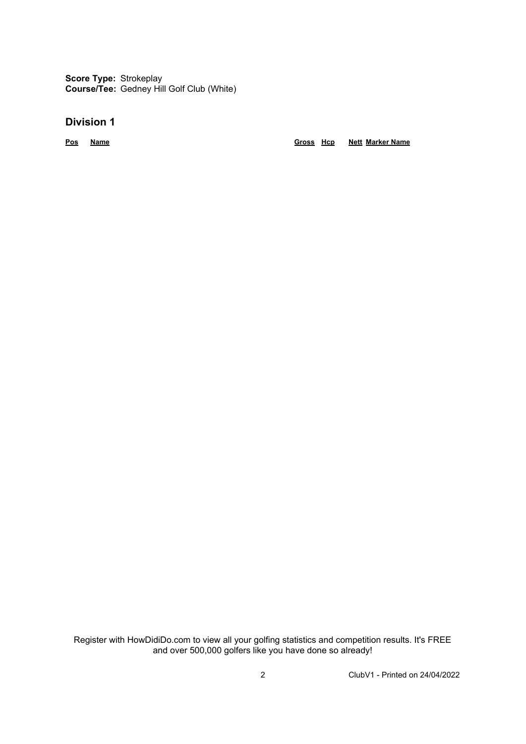**Score Type:** Strokeplay
**Course/Tee:** Gedney Hill Golf Club (White)

## Division 1

| Pos | Name | Gross | Hcp | Nett | Marker Name |
|---|---|---|---|---|---|

Register with HowDidiDo.com to view all your golfing statistics and competition results. It's FREE and over 500,000 golfers like you have done so already!

ClubV1 - Printed on 24/04/2022